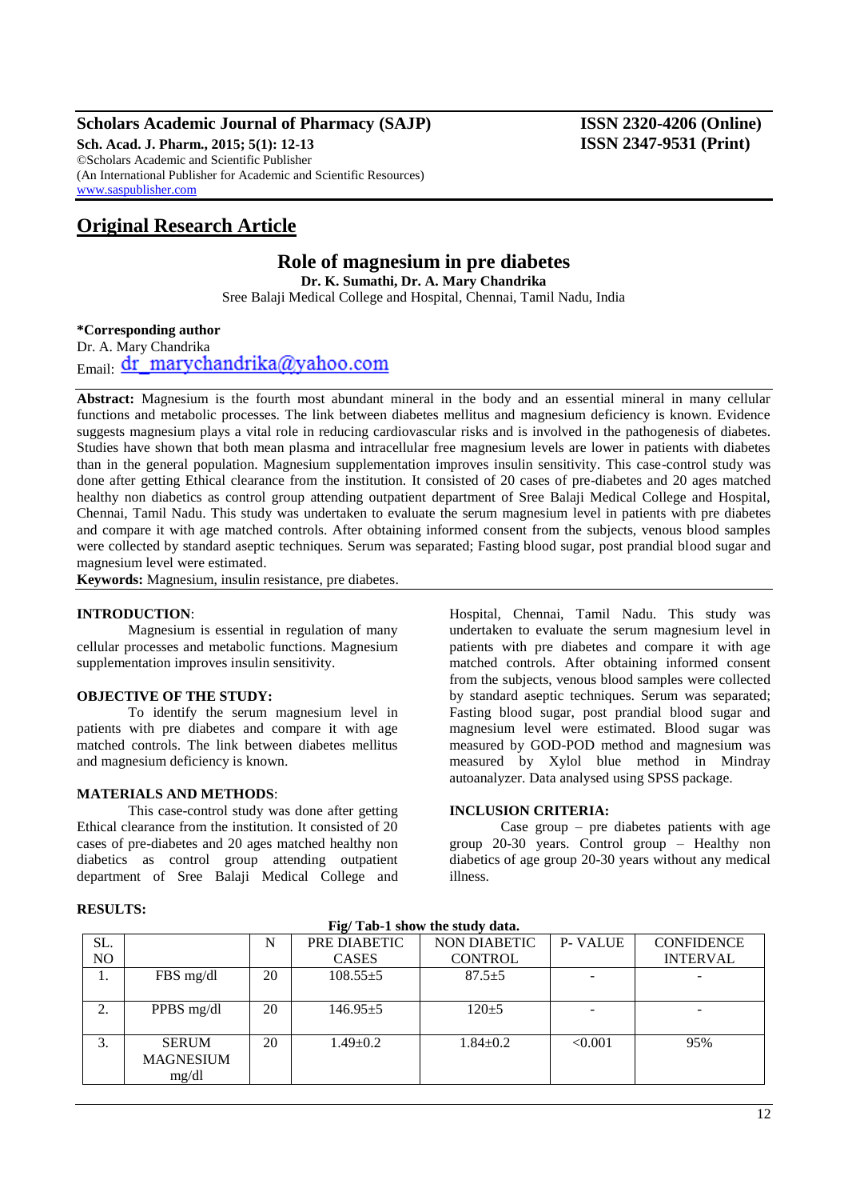# Original Research Article

## Role of magnesium in pre diabetes

**Dr. K. Sumathi, Dr. A. Mary Chandrika**

Sree Balaji Medical College and Hospital, Chennai, Tamil Nadu, India

**\*Corresponding author**

Dr. A. Mary Chandrika

Email: dr_marychandrika@yahoo.com

**Abstract:** Magnesium is the fourth most abundant mineral in the body and an essential mineral in many cellular functions and metabolic processes. The link between diabetes mellitus and magnesium deficiency is known. Evidence suggests magnesium plays a vital role in reducing cardiovascular risks and is involved in the pathogenesis of diabetes. Studies have shown that both mean plasma and intracellular free magnesium levels are lower in patients with diabetes than in the general population. Magnesium supplementation improves insulin sensitivity. This case-control study was done after getting Ethical clearance from the institution. It consisted of 20 cases of pre-diabetes and 20 ages matched healthy non diabetics as control group attending outpatient department of Sree Balaji Medical College and Hospital, Chennai, Tamil Nadu. This study was undertaken to evaluate the serum magnesium level in patients with pre diabetes and compare it with age matched controls. After obtaining informed consent from the subjects, venous blood samples were collected by standard aseptic techniques. Serum was separated; Fasting blood sugar, post prandial blood sugar and magnesium level were estimated.

**Keywords:** Magnesium, insulin resistance, pre diabetes.

### INTRODUCTION:

Magnesium is essential in regulation of many cellular processes and metabolic functions. Magnesium supplementation improves insulin sensitivity.

### OBJECTIVE OF THE STUDY:

To identify the serum magnesium level in patients with pre diabetes and compare it with age matched controls. The link between diabetes mellitus and magnesium deficiency is known.

### MATERIALS AND METHODS:

This case-control study was done after getting Ethical clearance from the institution. It consisted of 20 cases of pre-diabetes and 20 ages matched healthy non diabetics as control group attending outpatient department of Sree Balaji Medical College and Hospital, Chennai, Tamil Nadu. This study was undertaken to evaluate the serum magnesium level in patients with pre diabetes and compare it with age matched controls. After obtaining informed consent from the subjects, venous blood samples were collected by standard aseptic techniques. Serum was separated; Fasting blood sugar, post prandial blood sugar and magnesium level were estimated. Blood sugar was measured by GOD-POD method and magnesium was measured by Xylol blue method in Mindray autoanalyzer. Data analysed using SPSS package.

### INCLUSION CRITERIA:

Case group – pre diabetes patients with age group 20-30 years. Control group – Healthy non diabetics of age group 20-30 years without any medical illness.

### RESULTS:

**Fig/ Tab-1 show the study data.**

| SL. NO | | N | PRE DIABETIC CASES | NON DIABETIC CONTROL | P- VALUE | CONFIDENCE INTERVAL |
|---|---|---|---|---|---|---|
| 1. | FBS mg/dl | 20 | 108.55±5 | 87.5±5 | - | - |
| 2. | PPBS mg/dl | 20 | 146.95±5 | 120±5 | - | - |
| 3. | SERUM MAGNESIUM mg/dl | 20 | 1.49±0.2 | 1.84±0.2 | <0.001 | 95% |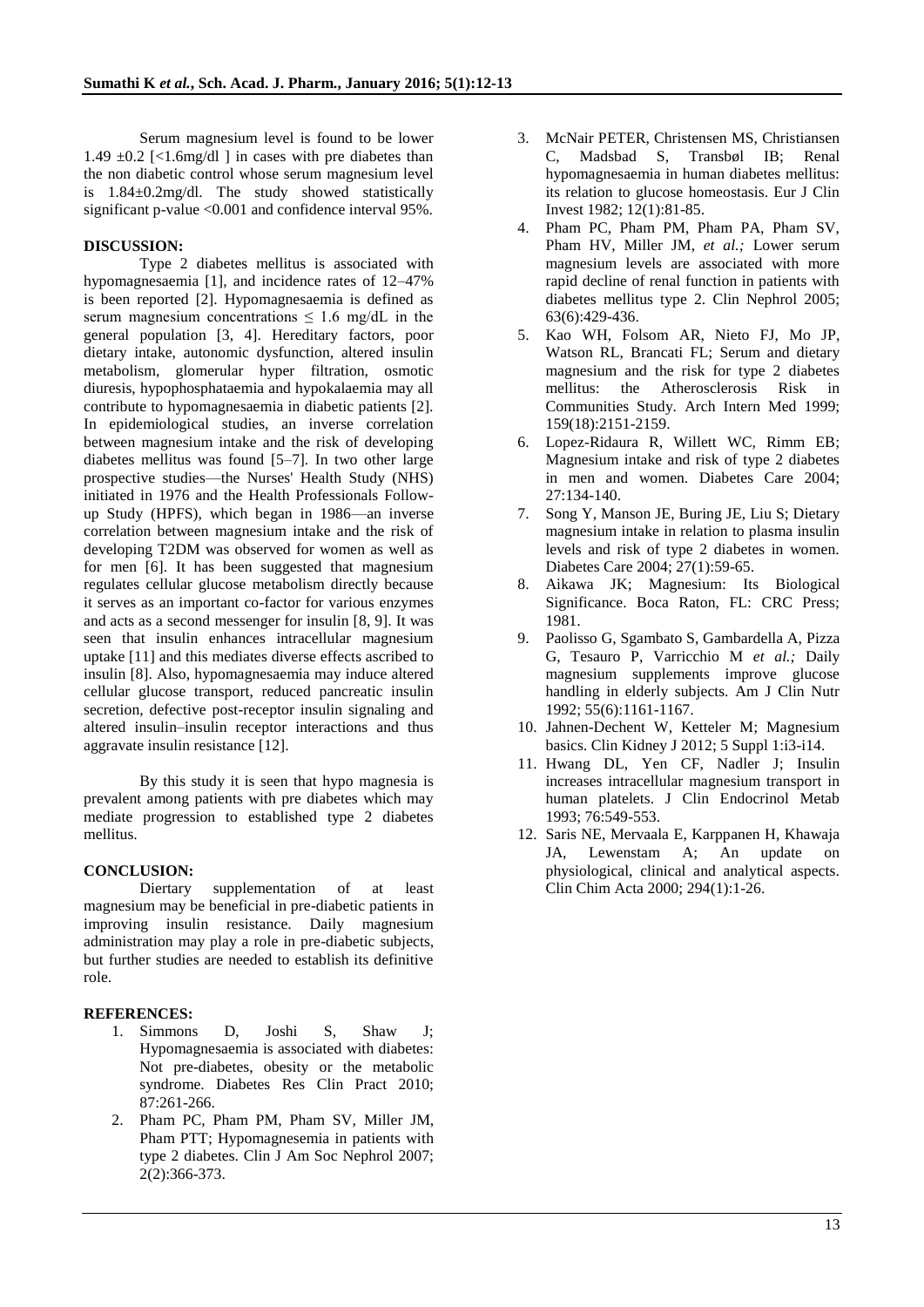Serum magnesium level is found to be lower 1.49 ±0.2 [<1.6mg/dl ] in cases with pre diabetes than the non diabetic control whose serum magnesium level is 1.84±0.2mg/dl. The study showed statistically significant p-value <0.001 and confidence interval 95%.

## DISCUSSION:

Type 2 diabetes mellitus is associated with hypomagnesaemia [1], and incidence rates of 12–47% is been reported [2]. Hypomagnesaemia is defined as serum magnesium concentrations ≤ 1.6 mg/dL in the general population [3, 4]. Hereditary factors, poor dietary intake, autonomic dysfunction, altered insulin metabolism, glomerular hyper filtration, osmotic diuresis, hypophosphataemia and hypokalaemia may all contribute to hypomagnesaemia in diabetic patients [2]. In epidemiological studies, an inverse correlation between magnesium intake and the risk of developing diabetes mellitus was found [5–7]. In two other large prospective studies—the Nurses' Health Study (NHS) initiated in 1976 and the Health Professionals Follow-up Study (HPFS), which began in 1986—an inverse correlation between magnesium intake and the risk of developing T2DM was observed for women as well as for men [6]. It has been suggested that magnesium regulates cellular glucose metabolism directly because it serves as an important co-factor for various enzymes and acts as a second messenger for insulin [8, 9]. It was seen that insulin enhances intracellular magnesium uptake [11] and this mediates diverse effects ascribed to insulin [8]. Also, hypomagnesaemia may induce altered cellular glucose transport, reduced pancreatic insulin secretion, defective post-receptor insulin signaling and altered insulin–insulin receptor interactions and thus aggravate insulin resistance [12].

By this study it is seen that hypo magnesia is prevalent among patients with pre diabetes which may mediate progression to established type 2 diabetes mellitus.

## CONCLUSION:

Diertary supplementation of at least magnesium may be beneficial in pre-diabetic patients in improving insulin resistance. Daily magnesium administration may play a role in pre-diabetic subjects, but further studies are needed to establish its definitive role.

## REFERENCES:

1. Simmons D, Joshi S, Shaw J; Hypomagnesaemia is associated with diabetes: Not pre-diabetes, obesity or the metabolic syndrome. Diabetes Res Clin Pract 2010; 87:261-266.
2. Pham PC, Pham PM, Pham SV, Miller JM, Pham PTT; Hypomagnesemia in patients with type 2 diabetes. Clin J Am Soc Nephrol 2007; 2(2):366-373.
3. McNair PETER, Christensen MS, Christiansen C, Madsbad S, Transbøl IB; Renal hypomagnesaemia in human diabetes mellitus: its relation to glucose homeostasis. Eur J Clin Invest 1982; 12(1):81-85.
4. Pham PC, Pham PM, Pham PA, Pham SV, Pham HV, Miller JM, *et al.;* Lower serum magnesium levels are associated with more rapid decline of renal function in patients with diabetes mellitus type 2. Clin Nephrol 2005; 63(6):429-436.
5. Kao WH, Folsom AR, Nieto FJ, Mo JP, Watson RL, Brancati FL; Serum and dietary magnesium and the risk for type 2 diabetes mellitus: the Atherosclerosis Risk in Communities Study. Arch Intern Med 1999; 159(18):2151-2159.
6. Lopez-Ridaura R, Willett WC, Rimm EB; Magnesium intake and risk of type 2 diabetes in men and women. Diabetes Care 2004; 27:134-140.
7. Song Y, Manson JE, Buring JE, Liu S; Dietary magnesium intake in relation to plasma insulin levels and risk of type 2 diabetes in women. Diabetes Care 2004; 27(1):59-65.
8. Aikawa JK; Magnesium: Its Biological Significance. Boca Raton, FL: CRC Press; 1981.
9. Paolisso G, Sgambato S, Gambardella A, Pizza G, Tesauro P, Varricchio M *et al.;* Daily magnesium supplements improve glucose handling in elderly subjects. Am J Clin Nutr 1992; 55(6):1161-1167.
10. Jahnen-Dechent W, Ketteler M; Magnesium basics. Clin Kidney J 2012; 5 Suppl 1:i3-i14.
11. Hwang DL, Yen CF, Nadler J; Insulin increases intracellular magnesium transport in human platelets. J Clin Endocrinol Metab 1993; 76:549-553.
12. Saris NE, Mervaala E, Karppanen H, Khawaja JA, Lewenstam A; An update on physiological, clinical and analytical aspects. Clin Chim Acta 2000; 294(1):1-26.